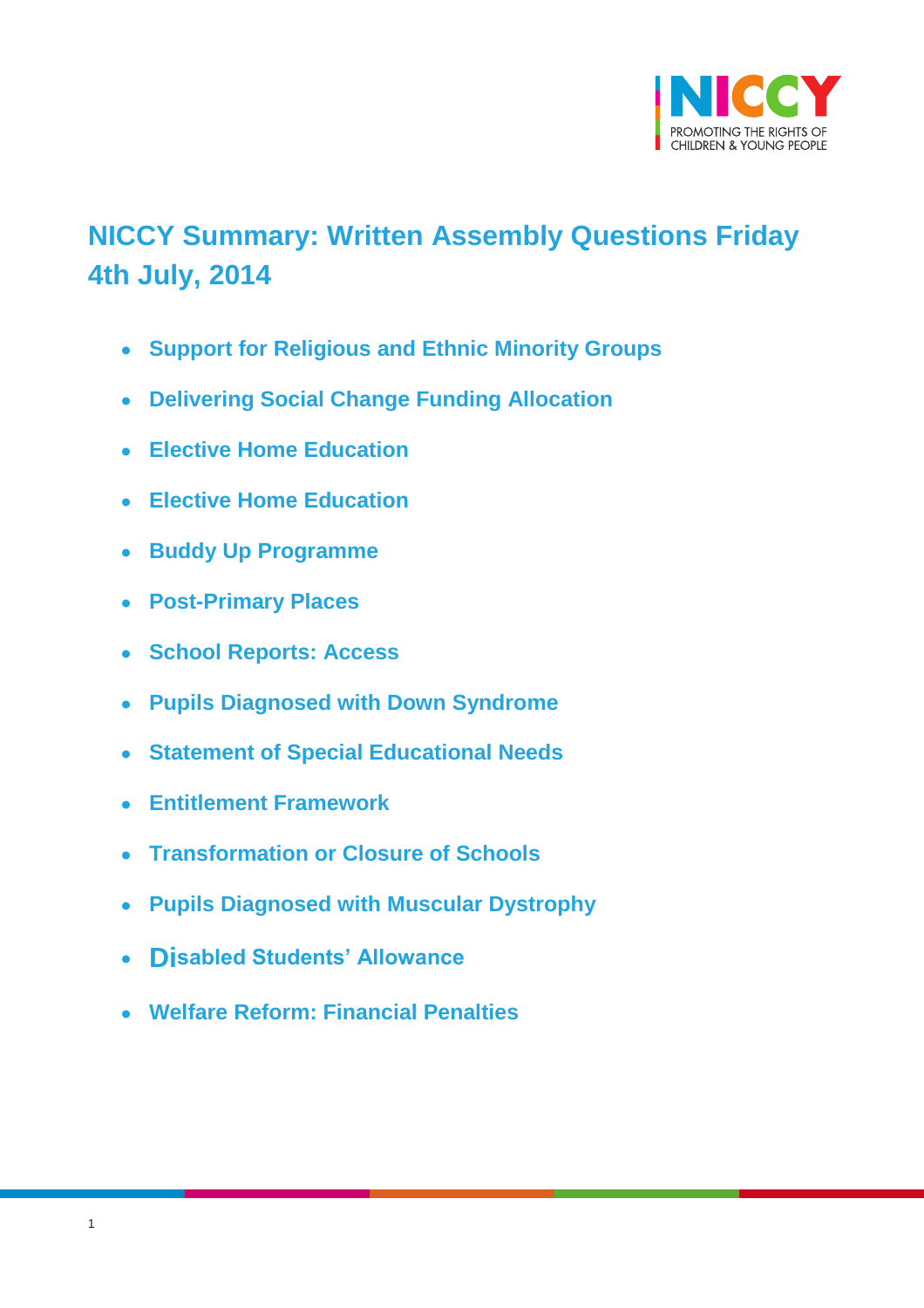# NICCY Summary: Written Assembly Questions Friday 4th July, 2014

- **Support for Religious and Ethnic Minority Groups**
- **Delivering Social Change Funding Allocation**
- **Elective Home Education**
- **Elective Home Education**
- **Buddy Up Programme**
- **Post-Primary Places**
- **School Reports: Access**
- **Pupils Diagnosed with Down Syndrome**
- **Statement of Special Educational Needs**
- **Entitlement Framework**
- **Transformation or Closure of Schools**
- **Pupils Diagnosed with Muscular Dystrophy**
- **Disabled Students' Allowance**
- **Welfare Reform: Financial Penalties**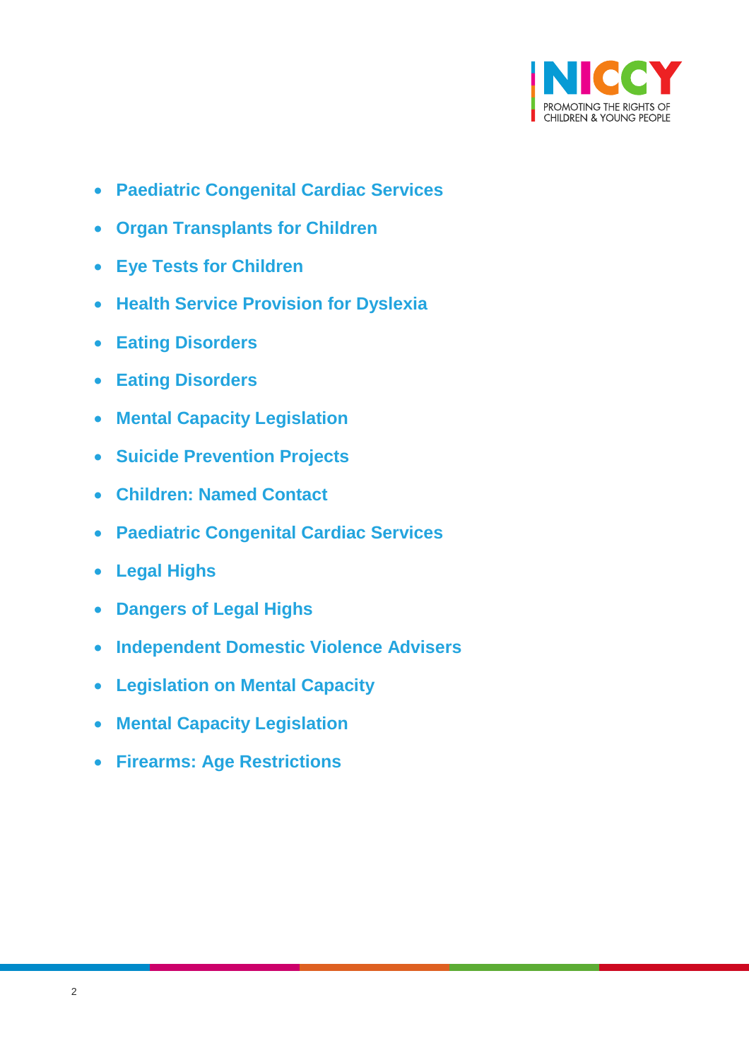- **Paediatric Congenital Cardiac Services**
- **Organ Transplants for Children**
- **Eye Tests for Children**
- **Health Service Provision for Dyslexia**
- **Eating Disorders**
- **Eating Disorders**
- **Mental Capacity Legislation**
- **Suicide Prevention Projects**
- **Children: Named Contact**
- **Paediatric Congenital Cardiac Services**
- **Legal Highs**
- **Dangers of Legal Highs**
- **Independent Domestic Violence Advisers**
- **Legislation on Mental Capacity**
- **Mental Capacity Legislation**
- **Firearms: Age Restrictions**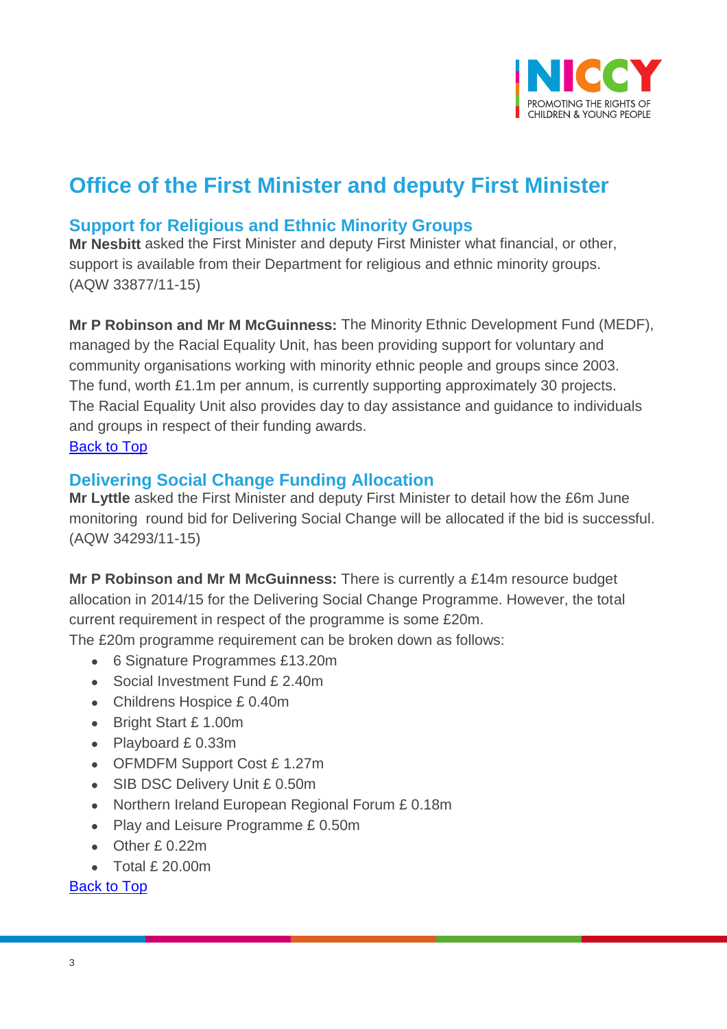# Office of the First Minister and deputy First Minister

## Support for Religious and Ethnic Minority Groups

**Mr Nesbitt** asked the First Minister and deputy First Minister what financial, or other, support is available from their Department for religious and ethnic minority groups. (AQW 33877/11-15)

**Mr P Robinson and Mr M McGuinness:** The Minority Ethnic Development Fund (MEDF), managed by the Racial Equality Unit, has been providing support for voluntary and community organisations working with minority ethnic people and groups since 2003. The fund, worth £1.1m per annum, is currently supporting approximately 30 projects. The Racial Equality Unit also provides day to day assistance and guidance to individuals and groups in respect of their funding awards.

Back to Top

## Delivering Social Change Funding Allocation

**Mr Lyttle** asked the First Minister and deputy First Minister to detail how the £6m June monitoring round bid for Delivering Social Change will be allocated if the bid is successful. (AQW 34293/11-15)

**Mr P Robinson and Mr M McGuinness:** There is currently a £14m resource budget allocation in 2014/15 for the Delivering Social Change Programme. However, the total current requirement in respect of the programme is some £20m.

The £20m programme requirement can be broken down as follows:

- 6 Signature Programmes £13.20m
- Social Investment Fund £ 2.40m
- Childrens Hospice £ 0.40m
- Bright Start £ 1.00m
- Playboard £ 0.33m
- OFMDFM Support Cost £ 1.27m
- SIB DSC Delivery Unit £ 0.50m
- Northern Ireland European Regional Forum £ 0.18m
- Play and Leisure Programme £ 0.50m
- Other £ 0.22m
- Total £ 20.00m

Back to Top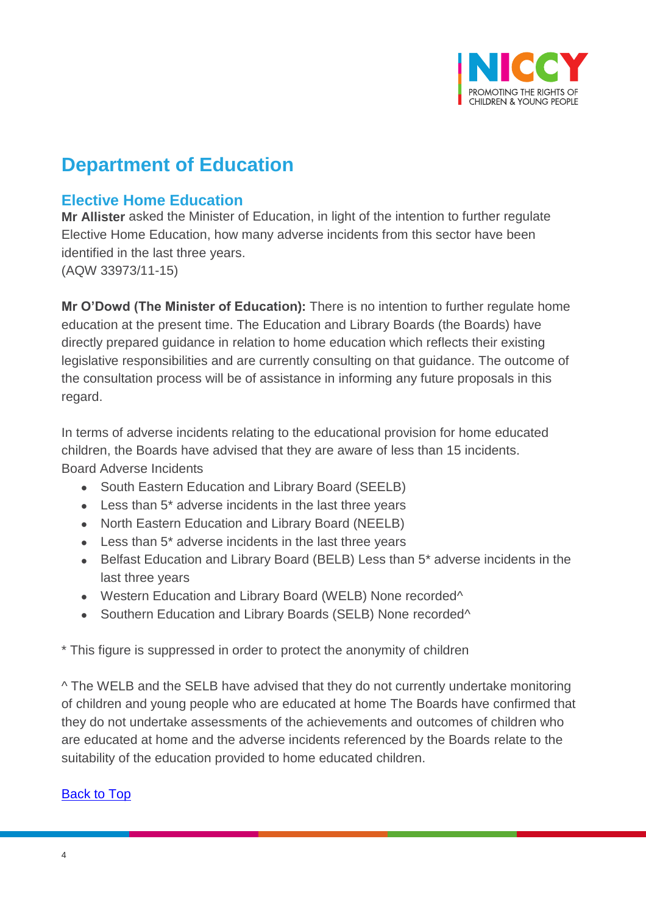## Department of Education

### Elective Home Education

**Mr Allister** asked the Minister of Education, in light of the intention to further regulate Elective Home Education, how many adverse incidents from this sector have been identified in the last three years.
(AQW 33973/11-15)

**Mr O'Dowd (The Minister of Education):** There is no intention to further regulate home education at the present time. The Education and Library Boards (the Boards) have directly prepared guidance in relation to home education which reflects their existing legislative responsibilities and are currently consulting on that guidance. The outcome of the consultation process will be of assistance in informing any future proposals in this regard.

In terms of adverse incidents relating to the educational provision for home educated children, the Boards have advised that they are aware of less than 15 incidents.
Board Adverse Incidents

- South Eastern Education and Library Board (SEELB)
- Less than 5* adverse incidents in the last three years
- North Eastern Education and Library Board (NEELB)
- Less than 5* adverse incidents in the last three years
- Belfast Education and Library Board (BELB) Less than 5* adverse incidents in the last three years
- Western Education and Library Board (WELB) None recorded^
- Southern Education and Library Boards (SELB) None recorded^

* This figure is suppressed in order to protect the anonymity of children

^ The WELB and the SELB have advised that they do not currently undertake monitoring of children and young people who are educated at home The Boards have confirmed that they do not undertake assessments of the achievements and outcomes of children who are educated at home and the adverse incidents referenced by the Boards relate to the suitability of the education provided to home educated children.

Back to Top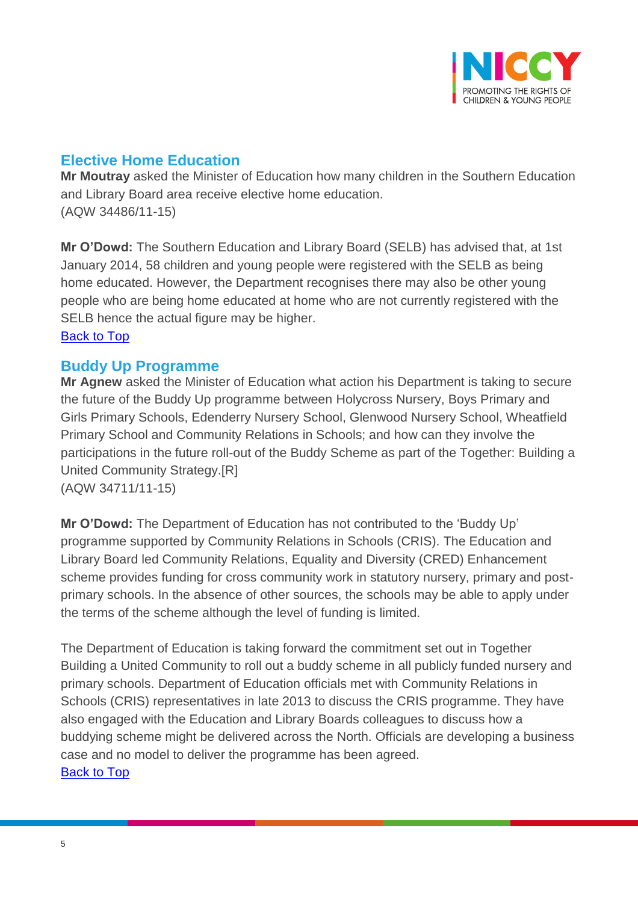## Elective Home Education

**Mr Moutray** asked the Minister of Education how many children in the Southern Education and Library Board area receive elective home education.
(AQW 34486/11-15)

**Mr O'Dowd:** The Southern Education and Library Board (SELB) has advised that, at 1st January 2014, 58 children and young people were registered with the SELB as being home educated. However, the Department recognises there may also be other young people who are being home educated at home who are not currently registered with the SELB hence the actual figure may be higher.
Back to Top

## Buddy Up Programme

**Mr Agnew** asked the Minister of Education what action his Department is taking to secure the future of the Buddy Up programme between Holycross Nursery, Boys Primary and Girls Primary Schools, Edenderry Nursery School, Glenwood Nursery School, Wheatfield Primary School and Community Relations in Schools; and how can they involve the participations in the future roll-out of the Buddy Scheme as part of the Together: Building a United Community Strategy.[R]
(AQW 34711/11-15)

**Mr O'Dowd:** The Department of Education has not contributed to the 'Buddy Up' programme supported by Community Relations in Schools (CRIS). The Education and Library Board led Community Relations, Equality and Diversity (CRED) Enhancement scheme provides funding for cross community work in statutory nursery, primary and post-primary schools. In the absence of other sources, the schools may be able to apply under the terms of the scheme although the level of funding is limited.

The Department of Education is taking forward the commitment set out in Together Building a United Community to roll out a buddy scheme in all publicly funded nursery and primary schools. Department of Education officials met with Community Relations in Schools (CRIS) representatives in late 2013 to discuss the CRIS programme. They have also engaged with the Education and Library Boards colleagues to discuss how a buddying scheme might be delivered across the North. Officials are developing a business case and no model to deliver the programme has been agreed.
Back to Top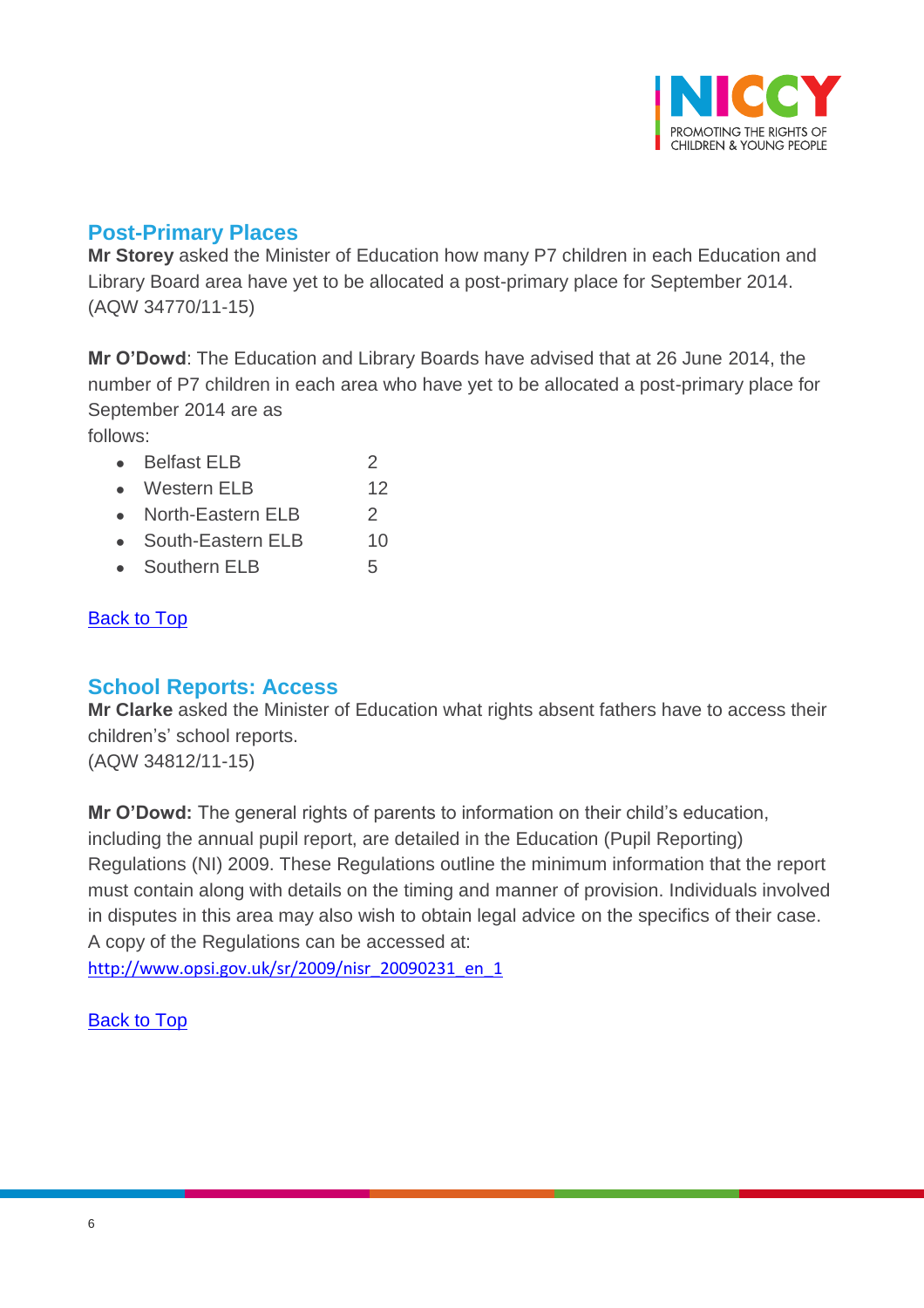## Post-Primary Places

**Mr Storey** asked the Minister of Education how many P7 children in each Education and Library Board area have yet to be allocated a post-primary place for September 2014. (AQW 34770/11-15)

**Mr O'Dowd**: The Education and Library Boards have advised that at 26 June 2014, the number of P7 children in each area who have yet to be allocated a post-primary place for September 2014 are as follows:

- Belfast ELB 2
- Western ELB 12
- North-Eastern ELB 2
- South-Eastern ELB 10
- Southern ELB 5

[Back to Top]

## School Reports: Access

**Mr Clarke** asked the Minister of Education what rights absent fathers have to access their children's' school reports.
(AQW 34812/11-15)

**Mr O'Dowd:** The general rights of parents to information on their child's education, including the annual pupil report, are detailed in the Education (Pupil Reporting) Regulations (NI) 2009. These Regulations outline the minimum information that the report must contain along with details on the timing and manner of provision. Individuals involved in disputes in this area may also wish to obtain legal advice on the specifics of their case. A copy of the Regulations can be accessed at:
http://www.opsi.gov.uk/sr/2009/nisr_20090231_en_1

[Back to Top]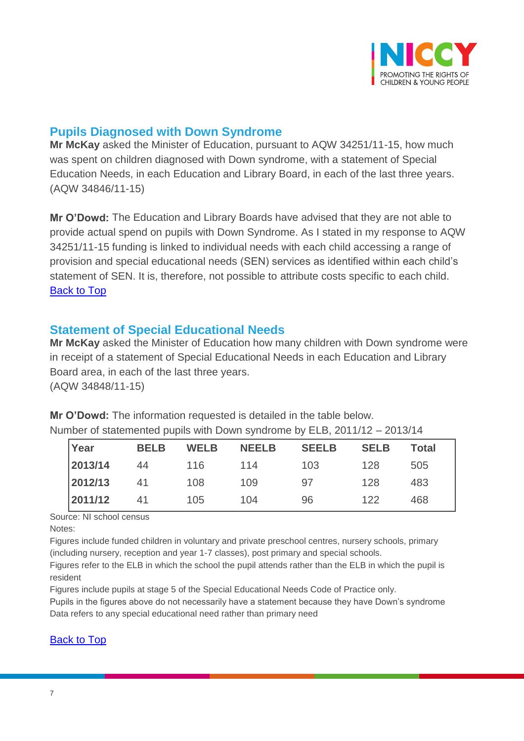## Pupils Diagnosed with Down Syndrome

**Mr McKay** asked the Minister of Education, pursuant to AQW 34251/11-15, how much was spent on children diagnosed with Down syndrome, with a statement of Special Education Needs, in each Education and Library Board, in each of the last three years. (AQW 34846/11-15)

**Mr O'Dowd:** The Education and Library Boards have advised that they are not able to provide actual spend on pupils with Down Syndrome. As I stated in my response to AQW 34251/11-15 funding is linked to individual needs with each child accessing a range of provision and special educational needs (SEN) services as identified within each child's statement of SEN. It is, therefore, not possible to attribute costs specific to each child.
Back to Top

## Statement of Special Educational Needs

**Mr McKay** asked the Minister of Education how many children with Down syndrome were in receipt of a statement of Special Educational Needs in each Education and Library Board area, in each of the last three years.
(AQW 34848/11-15)

**Mr O'Dowd:** The information requested is detailed in the table below.
Number of statemented pupils with Down syndrome by ELB, 2011/12 – 2013/14

| Year | BELB | WELB | NEELB | SEELB | SELB | Total |
|---|---|---|---|---|---|---|
| **2013/14** | 44 | 116 | 114 | 103 | 128 | 505 |
| **2012/13** | 41 | 108 | 109 | 97 | 128 | 483 |
| **2011/12** | 41 | 105 | 104 | 96 | 122 | 468 |

Source: NI school census

Notes:

Figures include funded children in voluntary and private preschool centres, nursery schools, primary (including nursery, reception and year 1-7 classes), post primary and special schools.

Figures refer to the ELB in which the school the pupil attends rather than the ELB in which the pupil is resident

Figures include pupils at stage 5 of the Special Educational Needs Code of Practice only.

Pupils in the figures above do not necessarily have a statement because they have Down's syndrome

Data refers to any special educational need rather than primary need

Back to Top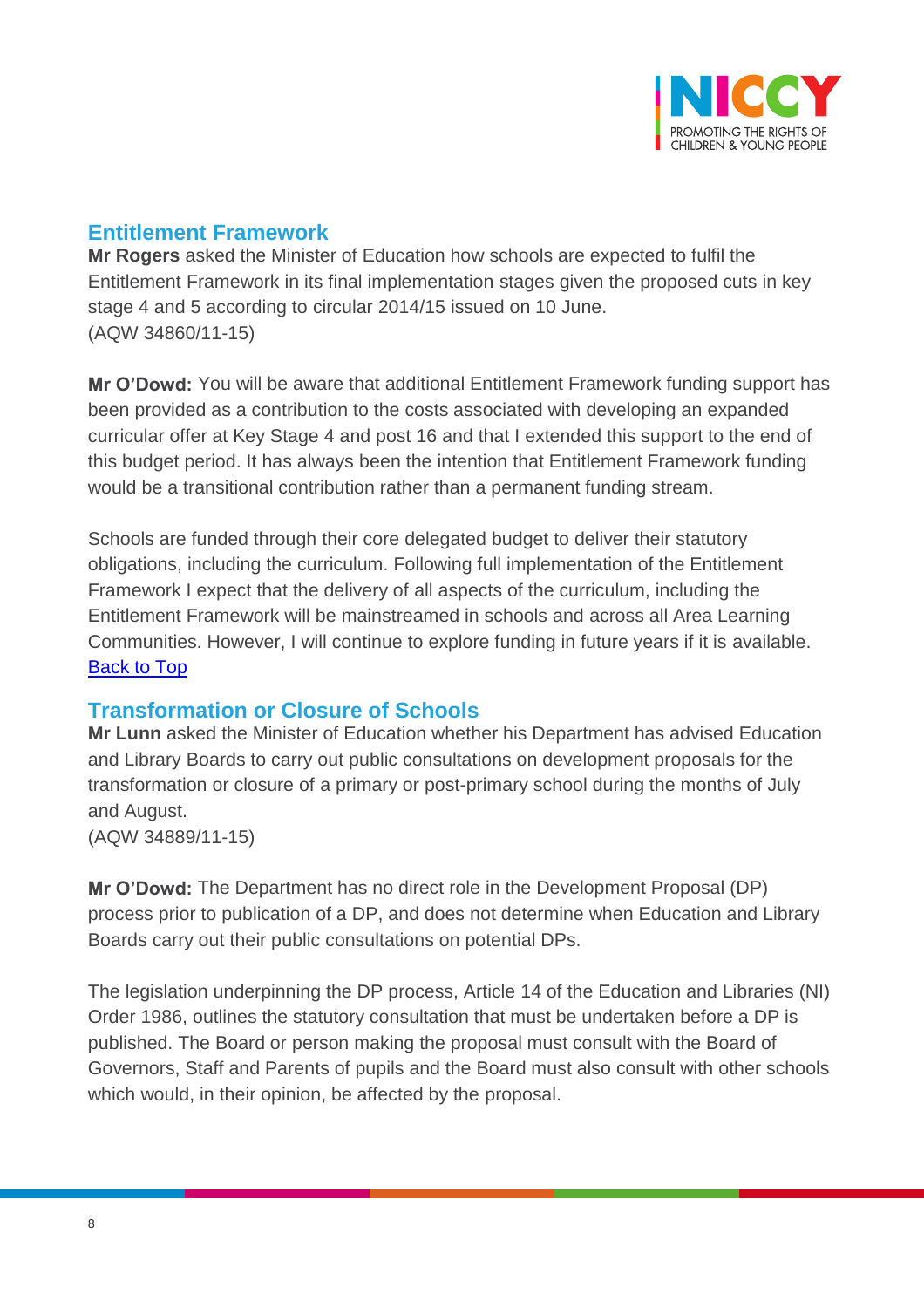## Entitlement Framework

**Mr Rogers** asked the Minister of Education how schools are expected to fulfil the Entitlement Framework in its final implementation stages given the proposed cuts in key stage 4 and 5 according to circular 2014/15 issued on 10 June.
(AQW 34860/11-15)

**Mr O'Dowd:** You will be aware that additional Entitlement Framework funding support has been provided as a contribution to the costs associated with developing an expanded curricular offer at Key Stage 4 and post 16 and that I extended this support to the end of this budget period. It has always been the intention that Entitlement Framework funding would be a transitional contribution rather than a permanent funding stream.

Schools are funded through their core delegated budget to deliver their statutory obligations, including the curriculum. Following full implementation of the Entitlement Framework I expect that the delivery of all aspects of the curriculum, including the Entitlement Framework will be mainstreamed in schools and across all Area Learning Communities. However, I will continue to explore funding in future years if it is available.
[Back to Top]

## Transformation or Closure of Schools

**Mr Lunn** asked the Minister of Education whether his Department has advised Education and Library Boards to carry out public consultations on development proposals for the transformation or closure of a primary or post-primary school during the months of July and August.
(AQW 34889/11-15)

**Mr O'Dowd:** The Department has no direct role in the Development Proposal (DP) process prior to publication of a DP, and does not determine when Education and Library Boards carry out their public consultations on potential DPs.

The legislation underpinning the DP process, Article 14 of the Education and Libraries (NI) Order 1986, outlines the statutory consultation that must be undertaken before a DP is published. The Board or person making the proposal must consult with the Board of Governors, Staff and Parents of pupils and the Board must also consult with other schools which would, in their opinion, be affected by the proposal.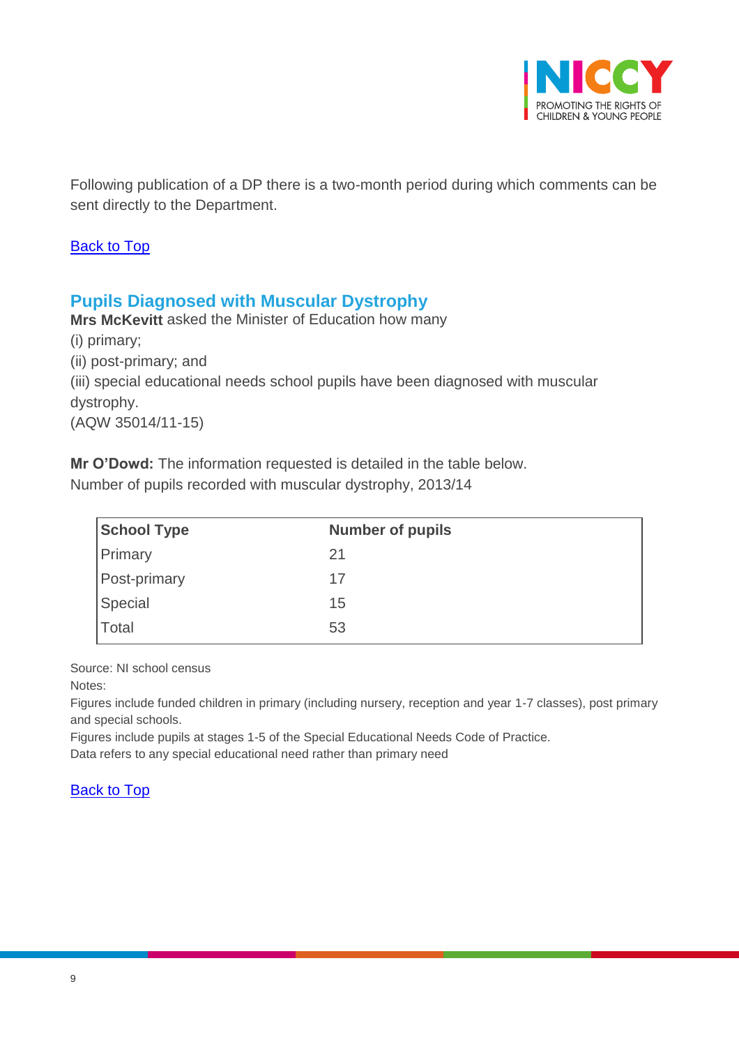Following publication of a DP there is a two-month period during which comments can be sent directly to the Department.

Back to Top

## Pupils Diagnosed with Muscular Dystrophy

**Mrs McKevitt** asked the Minister of Education how many
(i) primary;
(ii) post-primary; and
(iii) special educational needs school pupils have been diagnosed with muscular dystrophy.
(AQW 35014/11-15)

**Mr O'Dowd:** The information requested is detailed in the table below.
Number of pupils recorded with muscular dystrophy, 2013/14

| School Type | Number of pupils |
| --- | --- |
| Primary | 21 |
| Post-primary | 17 |
| Special | 15 |
| Total | 53 |

Source: NI school census
Notes:
Figures include funded children in primary (including nursery, reception and year 1-7 classes), post primary and special schools.
Figures include pupils at stages 1-5 of the Special Educational Needs Code of Practice.
Data refers to any special educational need rather than primary need

Back to Top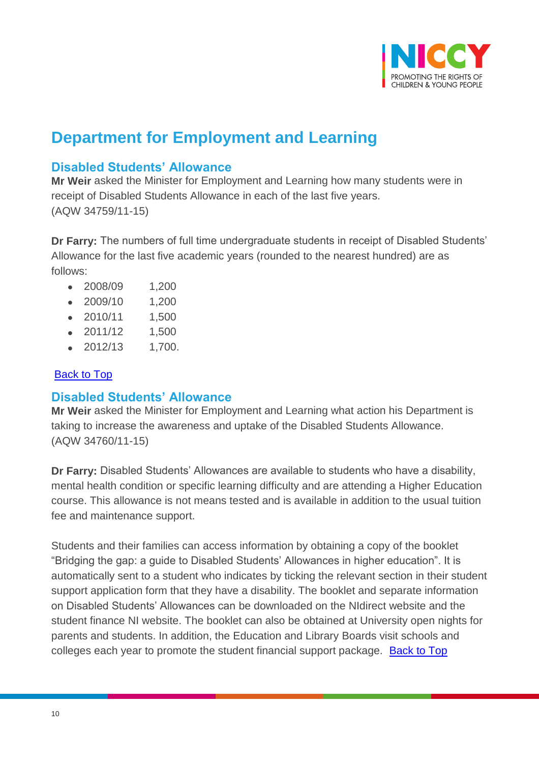# Department for Employment and Learning

## Disabled Students' Allowance

**Mr Weir** asked the Minister for Employment and Learning how many students were in receipt of Disabled Students Allowance in each of the last five years.
(AQW 34759/11-15)

**Dr Farry:** The numbers of full time undergraduate students in receipt of Disabled Students' Allowance for the last five academic years (rounded to the nearest hundred) are as follows:

- 2008/09 1,200
- 2009/10 1,200
- 2010/11 1,500
- 2011/12 1,500
- 2012/13 1,700.

Back to Top

## Disabled Students' Allowance

**Mr Weir** asked the Minister for Employment and Learning what action his Department is taking to increase the awareness and uptake of the Disabled Students Allowance.
(AQW 34760/11-15)

**Dr Farry:** Disabled Students' Allowances are available to students who have a disability, mental health condition or specific learning difficulty and are attending a Higher Education course. This allowance is not means tested and is available in addition to the usual tuition fee and maintenance support.

Students and their families can access information by obtaining a copy of the booklet "Bridging the gap: a guide to Disabled Students' Allowances in higher education". It is automatically sent to a student who indicates by ticking the relevant section in their student support application form that they have a disability. The booklet and separate information on Disabled Students' Allowances can be downloaded on the NIdirect website and the student finance NI website. The booklet can also be obtained at University open nights for parents and students. In addition, the Education and Library Boards visit schools and colleges each year to promote the student financial support package. Back to Top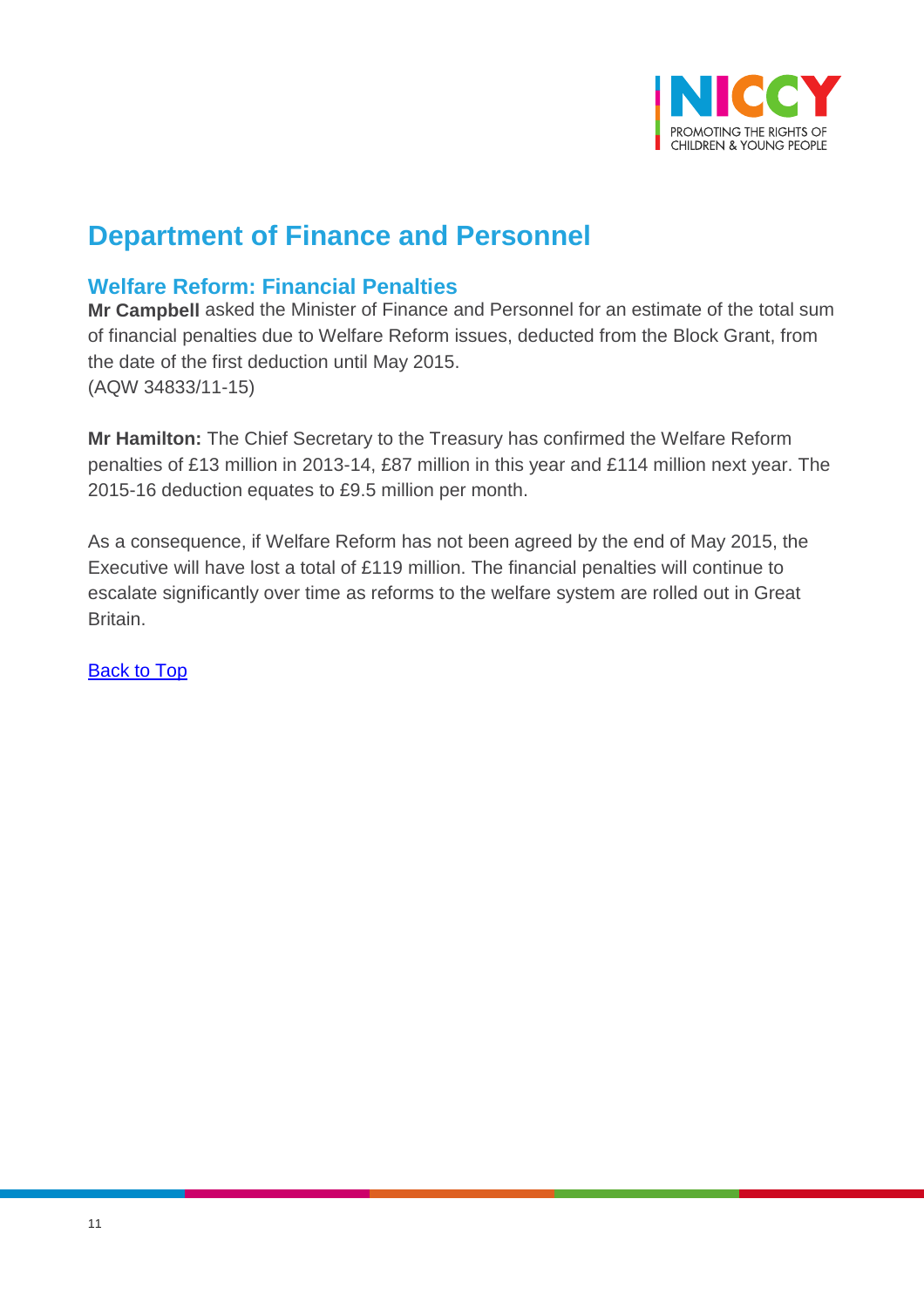## Department of Finance and Personnel

### Welfare Reform: Financial Penalties

**Mr Campbell** asked the Minister of Finance and Personnel for an estimate of the total sum of financial penalties due to Welfare Reform issues, deducted from the Block Grant, from the date of the first deduction until May 2015.
(AQW 34833/11-15)

**Mr Hamilton:** The Chief Secretary to the Treasury has confirmed the Welfare Reform penalties of £13 million in 2013-14, £87 million in this year and £114 million next year. The 2015-16 deduction equates to £9.5 million per month.

As a consequence, if Welfare Reform has not been agreed by the end of May 2015, the Executive will have lost a total of £119 million. The financial penalties will continue to escalate significantly over time as reforms to the welfare system are rolled out in Great Britain.

Back to Top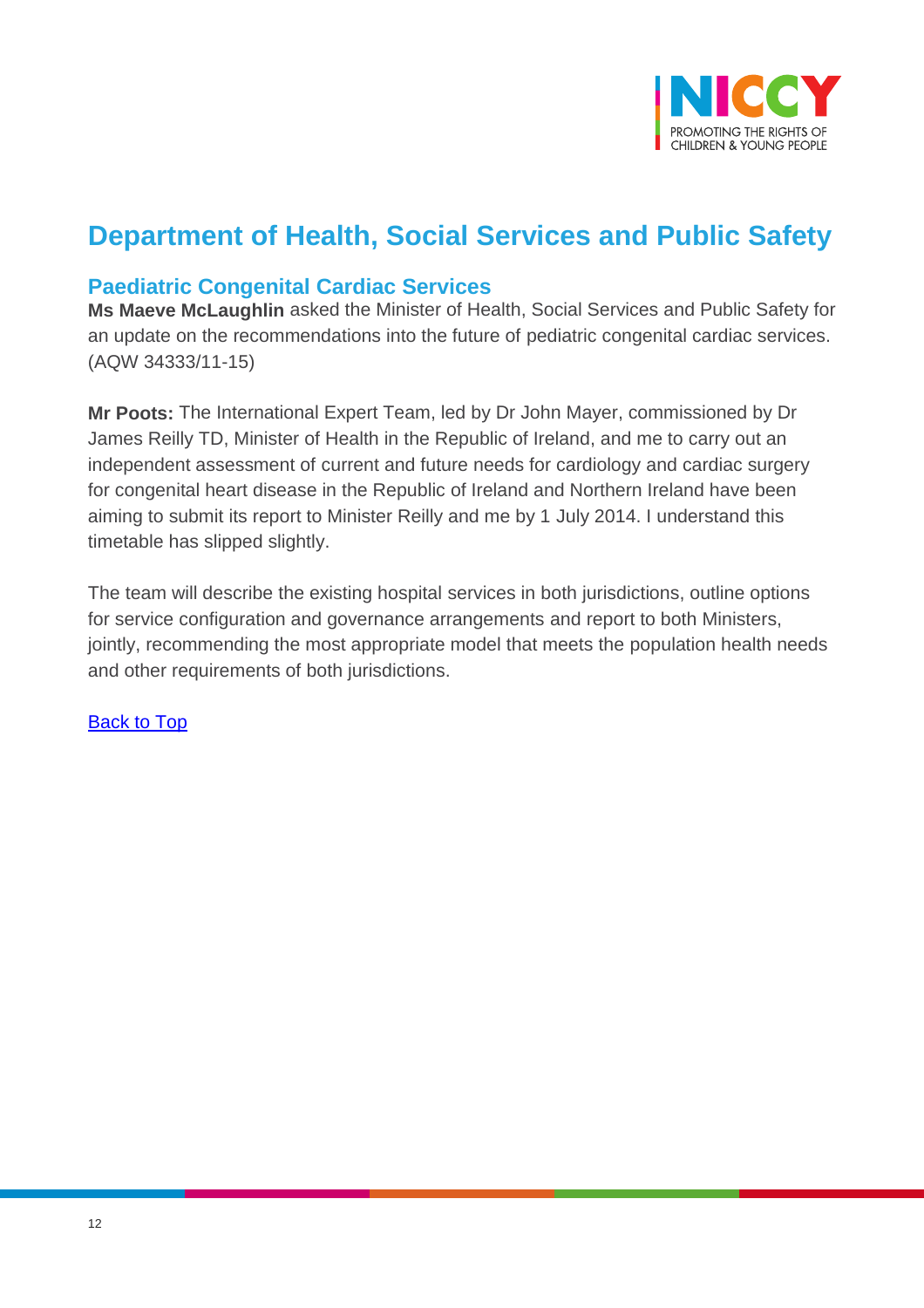# Department of Health, Social Services and Public Safety

## Paediatric Congenital Cardiac Services

**Ms Maeve McLaughlin** asked the Minister of Health, Social Services and Public Safety for an update on the recommendations into the future of pediatric congenital cardiac services. (AQW 34333/11-15)

**Mr Poots:** The International Expert Team, led by Dr John Mayer, commissioned by Dr James Reilly TD, Minister of Health in the Republic of Ireland, and me to carry out an independent assessment of current and future needs for cardiology and cardiac surgery for congenital heart disease in the Republic of Ireland and Northern Ireland have been aiming to submit its report to Minister Reilly and me by 1 July 2014. I understand this timetable has slipped slightly.

The team will describe the existing hospital services in both jurisdictions, outline options for service configuration and governance arrangements and report to both Ministers, jointly, recommending the most appropriate model that meets the population health needs and other requirements of both jurisdictions.

[Back to Top](#)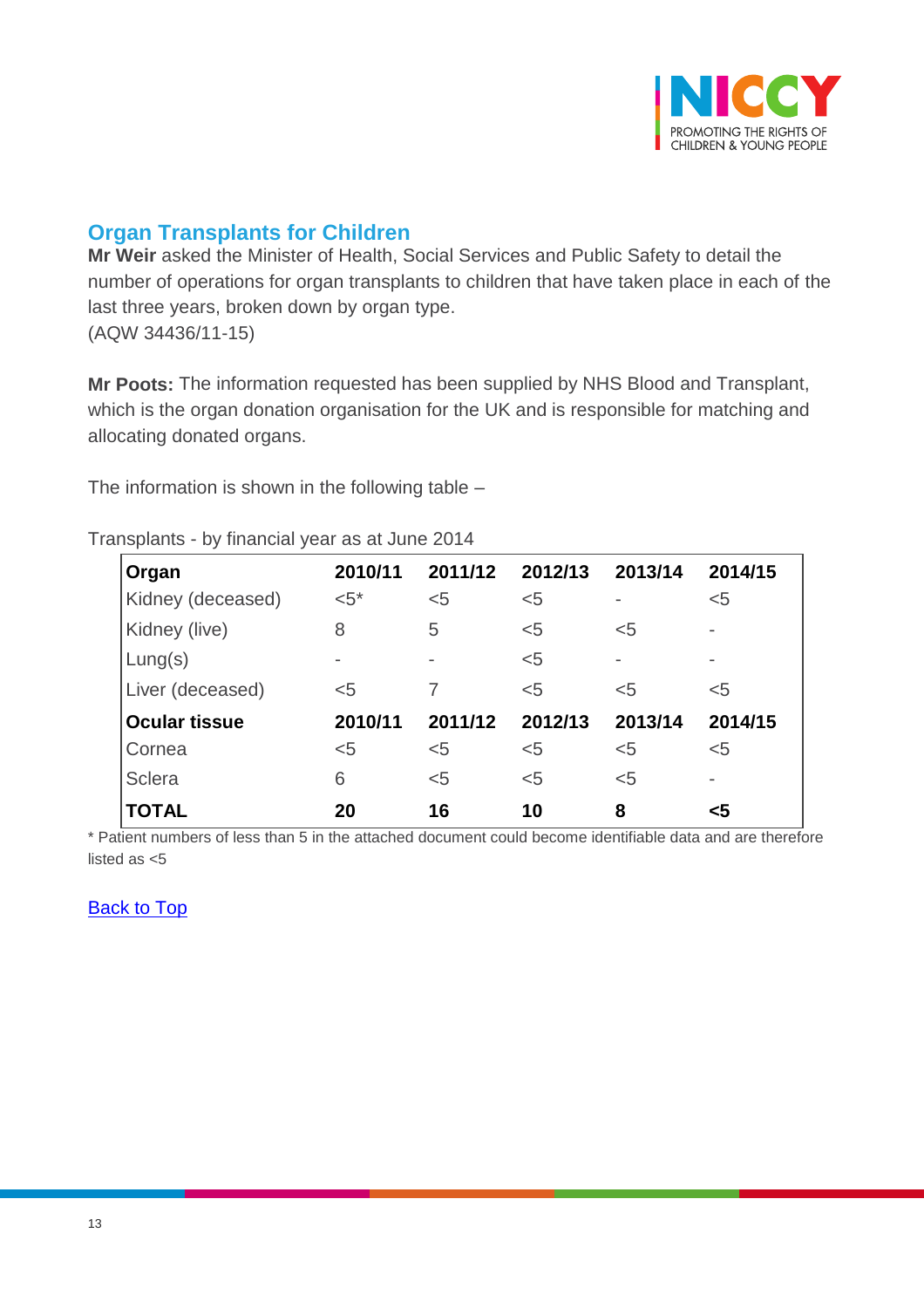## Organ Transplants for Children

**Mr Weir** asked the Minister of Health, Social Services and Public Safety to detail the number of operations for organ transplants to children that have taken place in each of the last three years, broken down by organ type.
(AQW 34436/11-15)

**Mr Poots:** The information requested has been supplied by NHS Blood and Transplant, which is the organ donation organisation for the UK and is responsible for matching and allocating donated organs.

The information is shown in the following table –

Transplants - by financial year as at June 2014

| **Organ** | **2010/11** | **2011/12** | **2012/13** | **2013/14** | **2014/15** |
|---|---|---|---|---|---|
| Kidney (deceased) | <5* | <5 | <5 | - | <5 |
| Kidney (live) | 8 | 5 | <5 | <5 | - |
| Lung(s) | - | - | <5 | - | - |
| Liver (deceased) | <5 | 7 | <5 | <5 | <5 |
| **Ocular tissue** | **2010/11** | **2011/12** | **2012/13** | **2013/14** | **2014/15** |
| Cornea | <5 | <5 | <5 | <5 | <5 |
| Sclera | 6 | <5 | <5 | <5 | - |
| **TOTAL** | **20** | **16** | **10** | **8** | **<5** |

* Patient numbers of less than 5 in the attached document could become identifiable data and are therefore listed as <5

Back to Top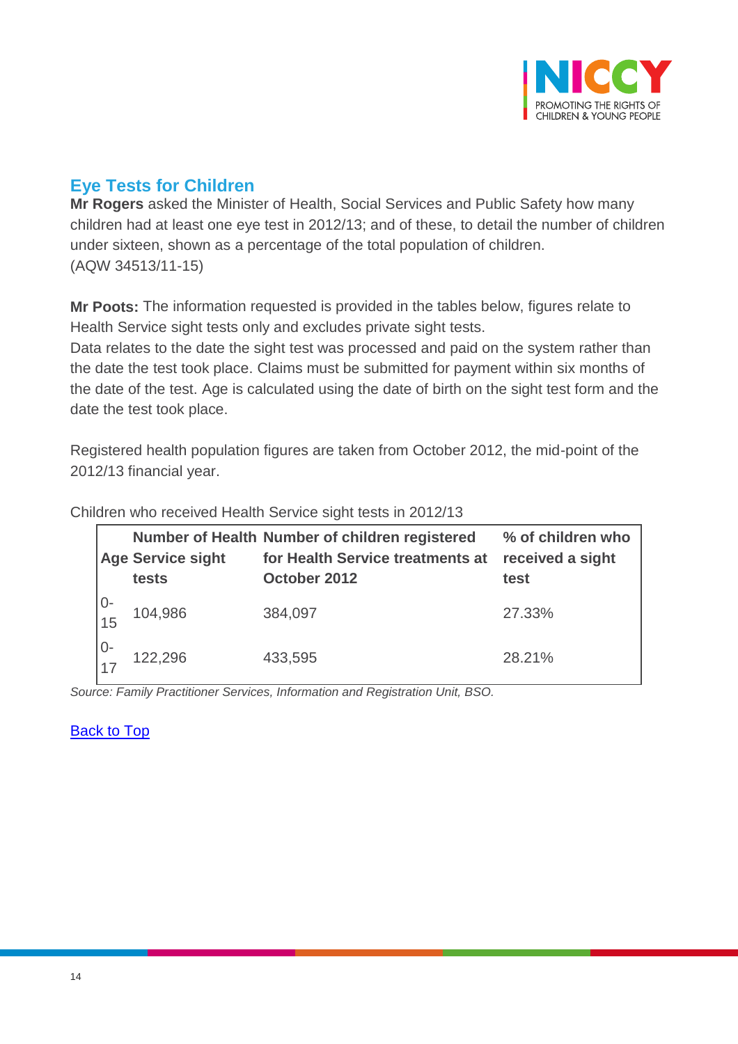## Eye Tests for Children

**Mr Rogers** asked the Minister of Health, Social Services and Public Safety how many children had at least one eye test in 2012/13; and of these, to detail the number of children under sixteen, shown as a percentage of the total population of children.
(AQW 34513/11-15)

**Mr Poots:** The information requested is provided in the tables below, figures relate to Health Service sight tests only and excludes private sight tests.
Data relates to the date the sight test was processed and paid on the system rather than the date the test took place. Claims must be submitted for payment within six months of the date of the test. Age is calculated using the date of birth on the sight test form and the date the test took place.

Registered health population figures are taken from October 2012, the mid-point of the 2012/13 financial year.

Children who received Health Service sight tests in 2012/13

| Age | Number of Health Service sight tests | Number of children registered for Health Service treatments at October 2012 | % of children who received a sight test |
|---|---|---|---|
| 0-15 | 104,986 | 384,097 | 27.33% |
| 0-17 | 122,296 | 433,595 | 28.21% |

*Source: Family Practitioner Services, Information and Registration Unit, BSO.*

[Back to Top]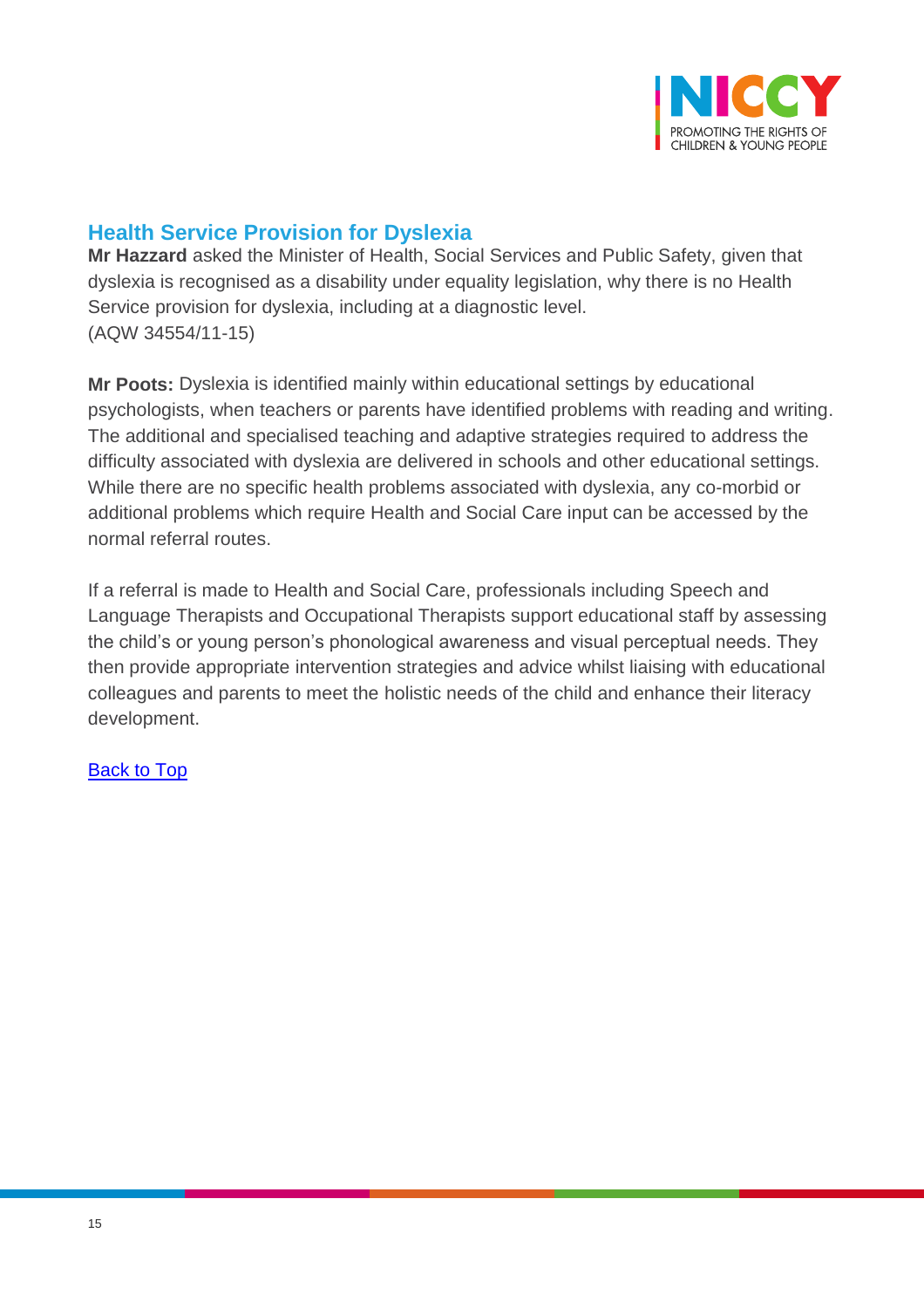## Health Service Provision for Dyslexia

**Mr Hazzard** asked the Minister of Health, Social Services and Public Safety, given that dyslexia is recognised as a disability under equality legislation, why there is no Health Service provision for dyslexia, including at a diagnostic level.
(AQW 34554/11-15)

**Mr Poots:** Dyslexia is identified mainly within educational settings by educational psychologists, when teachers or parents have identified problems with reading and writing. The additional and specialised teaching and adaptive strategies required to address the difficulty associated with dyslexia are delivered in schools and other educational settings. While there are no specific health problems associated with dyslexia, any co-morbid or additional problems which require Health and Social Care input can be accessed by the normal referral routes.

If a referral is made to Health and Social Care, professionals including Speech and Language Therapists and Occupational Therapists support educational staff by assessing the child's or young person's phonological awareness and visual perceptual needs. They then provide appropriate intervention strategies and advice whilst liaising with educational colleagues and parents to meet the holistic needs of the child and enhance their literacy development.

Back to Top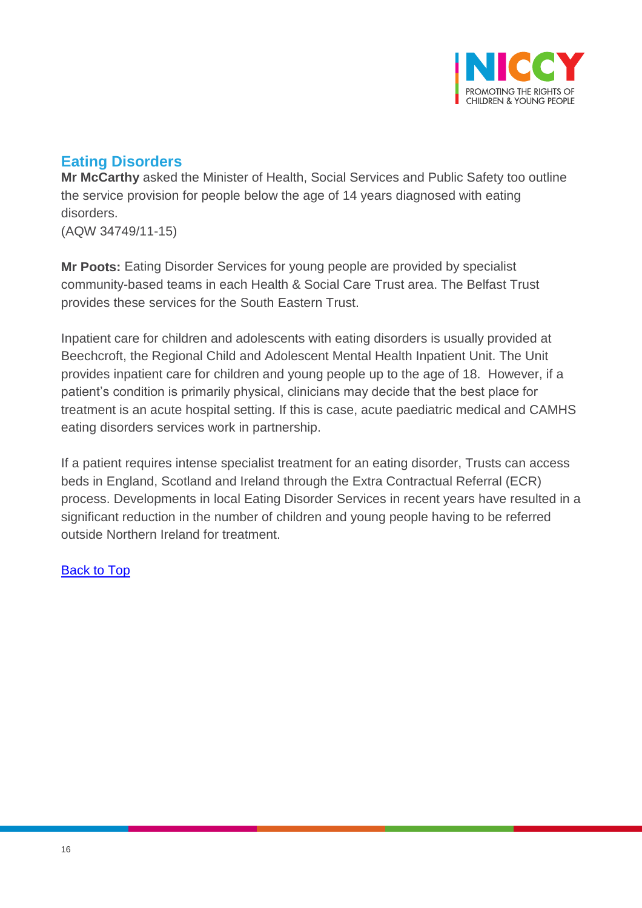## Eating Disorders

**Mr McCarthy** asked the Minister of Health, Social Services and Public Safety too outline the service provision for people below the age of 14 years diagnosed with eating disorders.
(AQW 34749/11-15)

**Mr Poots:** Eating Disorder Services for young people are provided by specialist community-based teams in each Health & Social Care Trust area. The Belfast Trust provides these services for the South Eastern Trust.

Inpatient care for children and adolescents with eating disorders is usually provided at Beechcroft, the Regional Child and Adolescent Mental Health Inpatient Unit. The Unit provides inpatient care for children and young people up to the age of 18. However, if a patient's condition is primarily physical, clinicians may decide that the best place for treatment is an acute hospital setting. If this is case, acute paediatric medical and CAMHS eating disorders services work in partnership.

If a patient requires intense specialist treatment for an eating disorder, Trusts can access beds in England, Scotland and Ireland through the Extra Contractual Referral (ECR) process. Developments in local Eating Disorder Services in recent years have resulted in a significant reduction in the number of children and young people having to be referred outside Northern Ireland for treatment.

Back to Top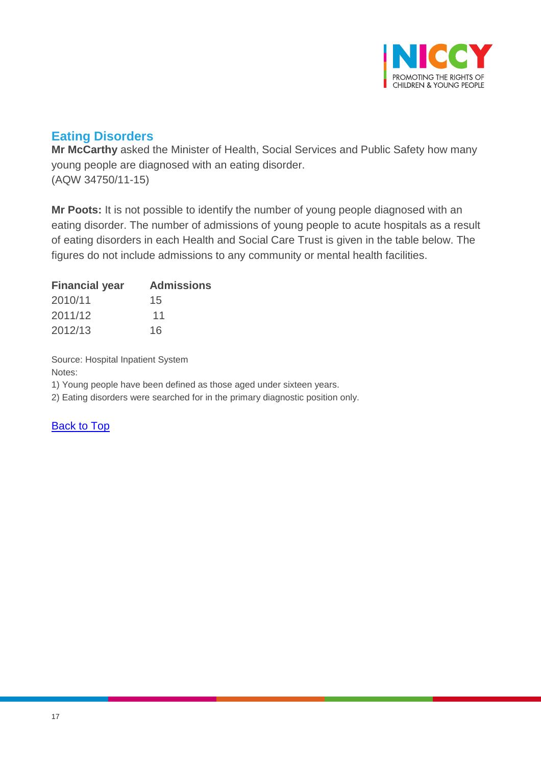## Eating Disorders

**Mr McCarthy** asked the Minister of Health, Social Services and Public Safety how many young people are diagnosed with an eating disorder.
(AQW 34750/11-15)

**Mr Poots:** It is not possible to identify the number of young people diagnosed with an eating disorder. The number of admissions of young people to acute hospitals as a result of eating disorders in each Health and Social Care Trust is given in the table below. The figures do not include admissions to any community or mental health facilities.

| Financial year | Admissions |
|---|---|
| 2010/11 | 15 |
| 2011/12 | 11 |
| 2012/13 | 16 |

Source: Hospital Inpatient System
Notes:
1) Young people have been defined as those aged under sixteen years.
2) Eating disorders were searched for in the primary diagnostic position only.

[Back to Top](#)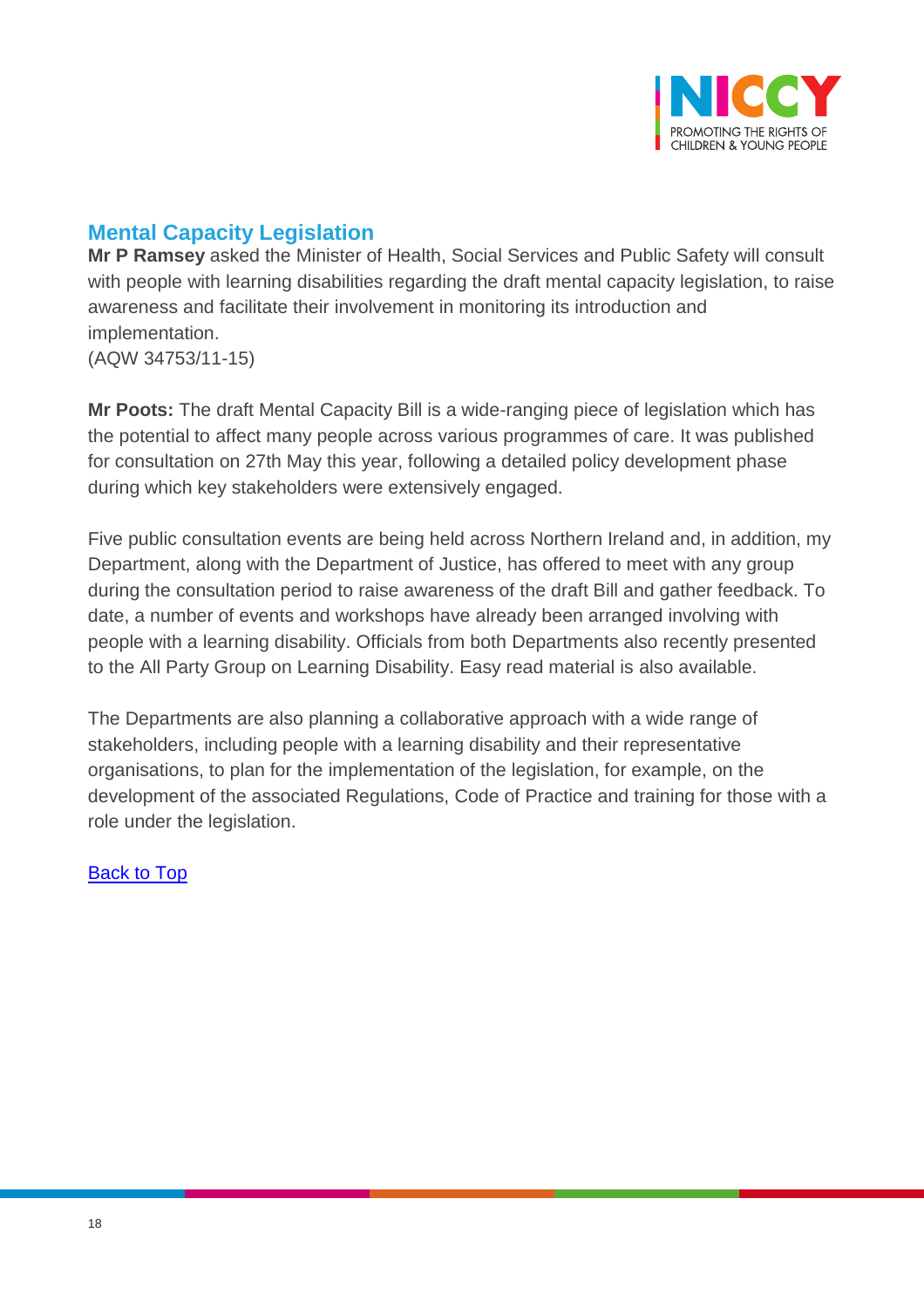## Mental Capacity Legislation

**Mr P Ramsey** asked the Minister of Health, Social Services and Public Safety will consult with people with learning disabilities regarding the draft mental capacity legislation, to raise awareness and facilitate their involvement in monitoring its introduction and implementation.
(AQW 34753/11-15)

**Mr Poots:** The draft Mental Capacity Bill is a wide-ranging piece of legislation which has the potential to affect many people across various programmes of care. It was published for consultation on 27th May this year, following a detailed policy development phase during which key stakeholders were extensively engaged.

Five public consultation events are being held across Northern Ireland and, in addition, my Department, along with the Department of Justice, has offered to meet with any group during the consultation period to raise awareness of the draft Bill and gather feedback. To date, a number of events and workshops have already been arranged involving with people with a learning disability. Officials from both Departments also recently presented to the All Party Group on Learning Disability. Easy read material is also available.

The Departments are also planning a collaborative approach with a wide range of stakeholders, including people with a learning disability and their representative organisations, to plan for the implementation of the legislation, for example, on the development of the associated Regulations, Code of Practice and training for those with a role under the legislation.

Back to Top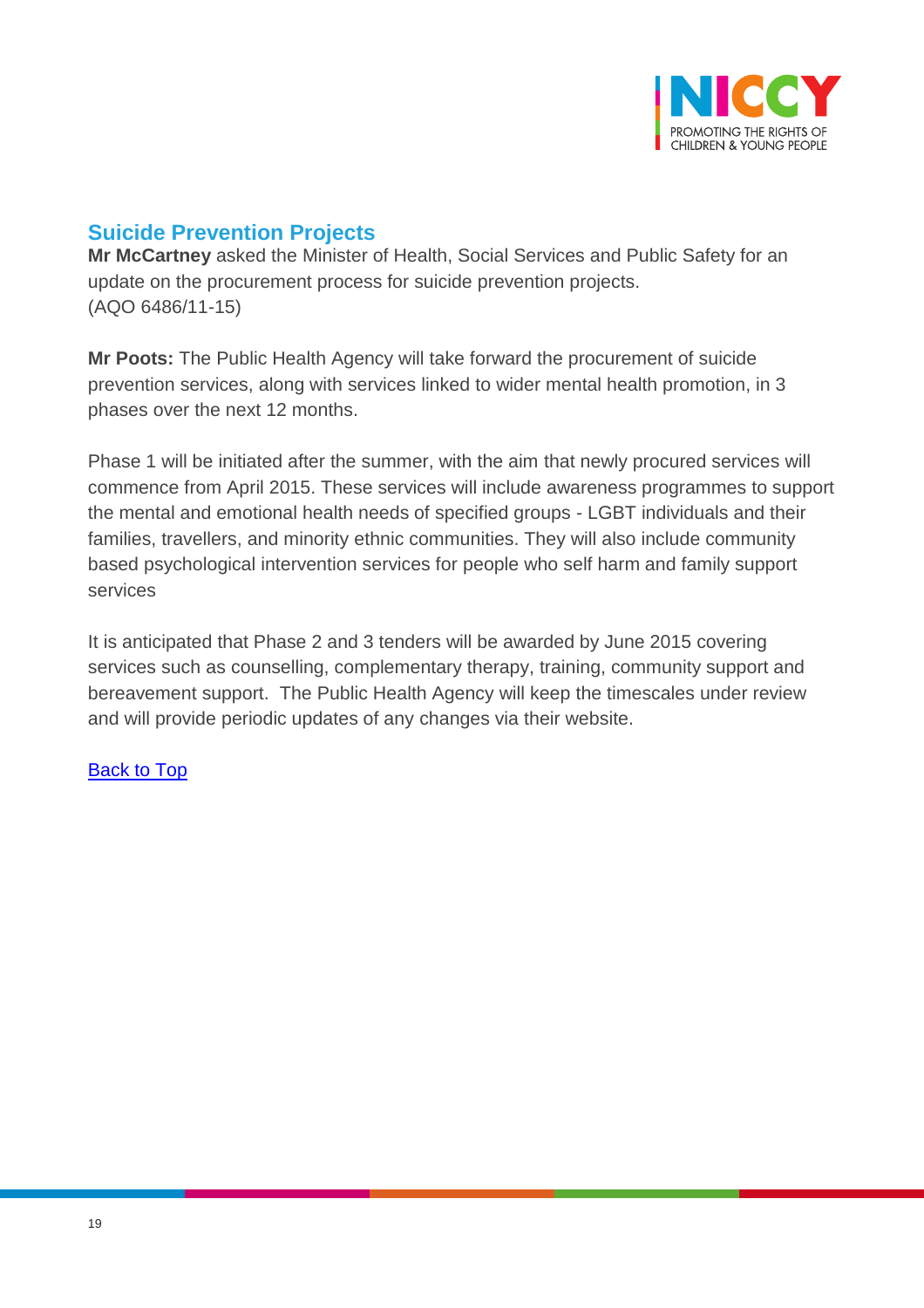## Suicide Prevention Projects

**Mr McCartney** asked the Minister of Health, Social Services and Public Safety for an update on the procurement process for suicide prevention projects.
(AQO 6486/11-15)

**Mr Poots:** The Public Health Agency will take forward the procurement of suicide prevention services, along with services linked to wider mental health promotion, in 3 phases over the next 12 months.

Phase 1 will be initiated after the summer, with the aim that newly procured services will commence from April 2015. These services will include awareness programmes to support the mental and emotional health needs of specified groups - LGBT individuals and their families, travellers, and minority ethnic communities. They will also include community based psychological intervention services for people who self harm and family support services

It is anticipated that Phase 2 and 3 tenders will be awarded by June 2015 covering services such as counselling, complementary therapy, training, community support and bereavement support. The Public Health Agency will keep the timescales under review and will provide periodic updates of any changes via their website.

Back to Top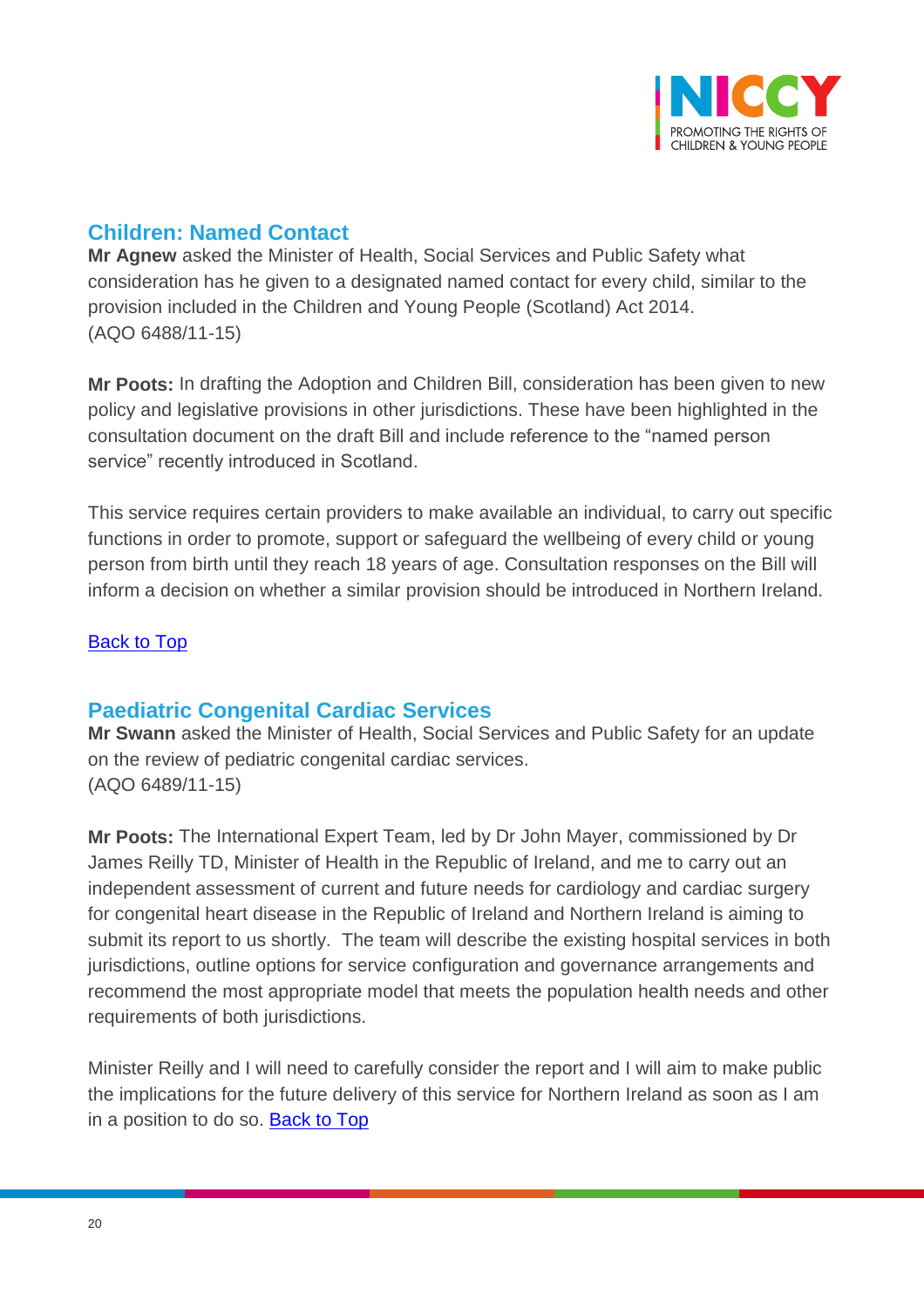## Children: Named Contact

**Mr Agnew** asked the Minister of Health, Social Services and Public Safety what consideration has he given to a designated named contact for every child, similar to the provision included in the Children and Young People (Scotland) Act 2014.
(AQO 6488/11-15)

**Mr Poots:** In drafting the Adoption and Children Bill, consideration has been given to new policy and legislative provisions in other jurisdictions. These have been highlighted in the consultation document on the draft Bill and include reference to the "named person service" recently introduced in Scotland.

This service requires certain providers to make available an individual, to carry out specific functions in order to promote, support or safeguard the wellbeing of every child or young person from birth until they reach 18 years of age. Consultation responses on the Bill will inform a decision on whether a similar provision should be introduced in Northern Ireland.

Back to Top

## Paediatric Congenital Cardiac Services

**Mr Swann** asked the Minister of Health, Social Services and Public Safety for an update on the review of pediatric congenital cardiac services.
(AQO 6489/11-15)

**Mr Poots:** The International Expert Team, led by Dr John Mayer, commissioned by Dr James Reilly TD, Minister of Health in the Republic of Ireland, and me to carry out an independent assessment of current and future needs for cardiology and cardiac surgery for congenital heart disease in the Republic of Ireland and Northern Ireland is aiming to submit its report to us shortly. The team will describe the existing hospital services in both jurisdictions, outline options for service configuration and governance arrangements and recommend the most appropriate model that meets the population health needs and other requirements of both jurisdictions.

Minister Reilly and I will need to carefully consider the report and I will aim to make public the implications for the future delivery of this service for Northern Ireland as soon as I am in a position to do so. Back to Top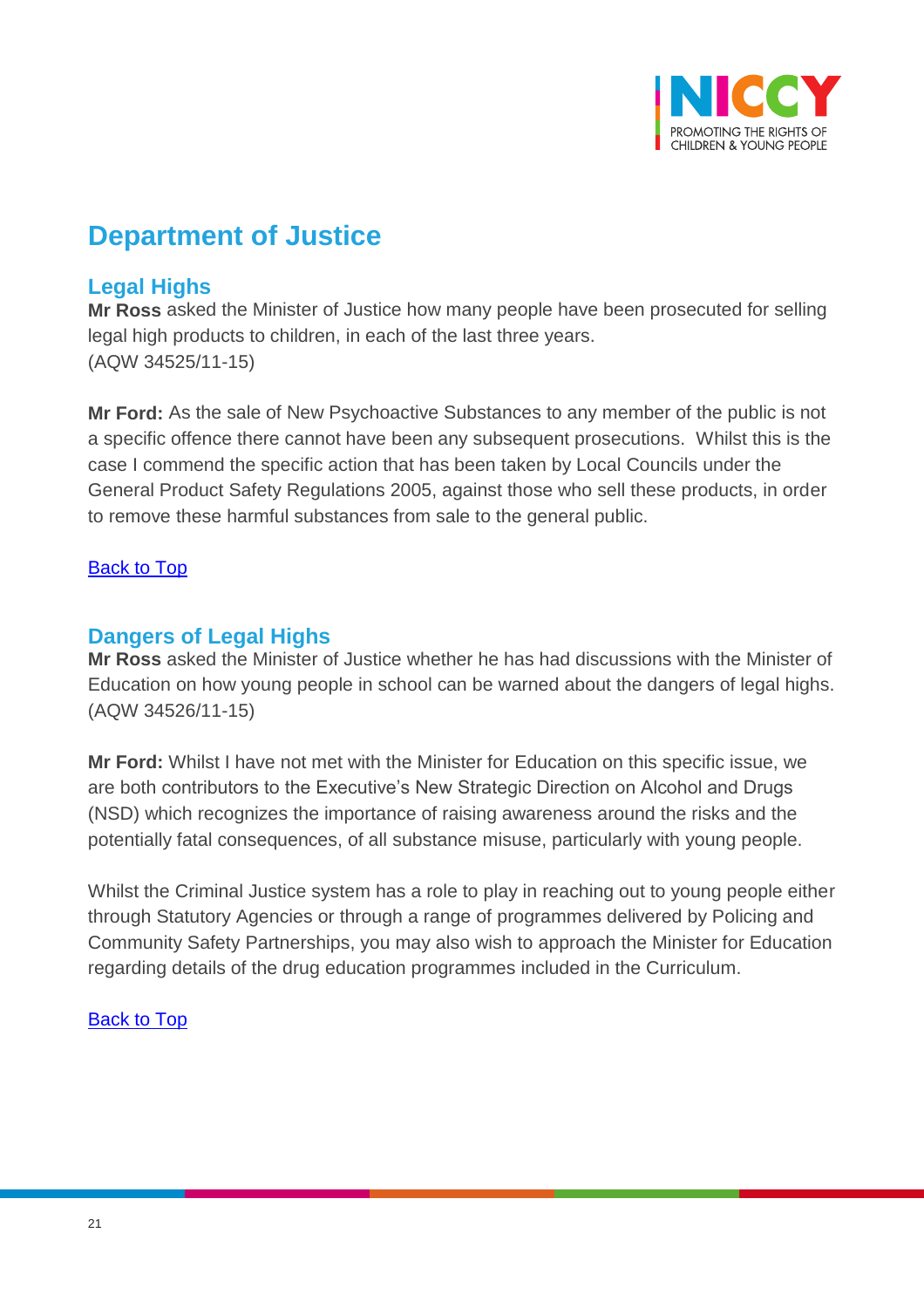## Department of Justice

### Legal Highs

**Mr Ross** asked the Minister of Justice how many people have been prosecuted for selling legal high products to children, in each of the last three years.
(AQW 34525/11-15)

**Mr Ford:** As the sale of New Psychoactive Substances to any member of the public is not a specific offence there cannot have been any subsequent prosecutions. Whilst this is the case I commend the specific action that has been taken by Local Councils under the General Product Safety Regulations 2005, against those who sell these products, in order to remove these harmful substances from sale to the general public.

Back to Top

### Dangers of Legal Highs

**Mr Ross** asked the Minister of Justice whether he has had discussions with the Minister of Education on how young people in school can be warned about the dangers of legal highs.
(AQW 34526/11-15)

**Mr Ford:** Whilst I have not met with the Minister for Education on this specific issue, we are both contributors to the Executive's New Strategic Direction on Alcohol and Drugs (NSD) which recognizes the importance of raising awareness around the risks and the potentially fatal consequences, of all substance misuse, particularly with young people.

Whilst the Criminal Justice system has a role to play in reaching out to young people either through Statutory Agencies or through a range of programmes delivered by Policing and Community Safety Partnerships, you may also wish to approach the Minister for Education regarding details of the drug education programmes included in the Curriculum.

Back to Top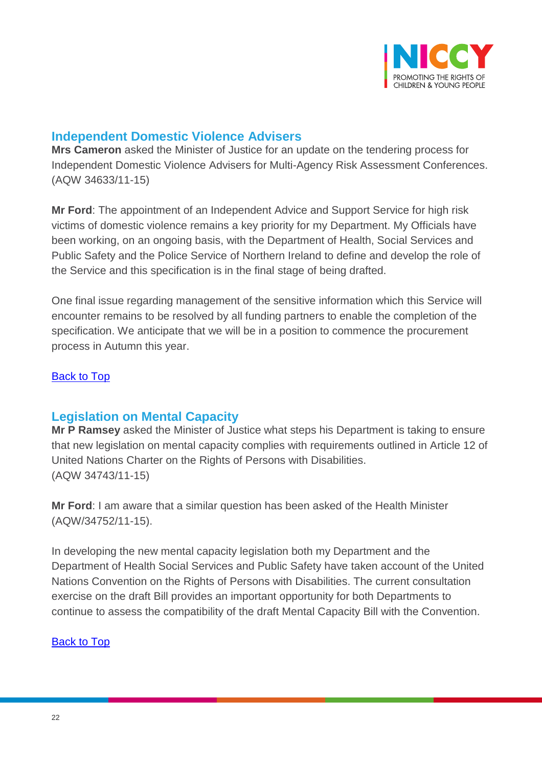## Independent Domestic Violence Advisers

**Mrs Cameron** asked the Minister of Justice for an update on the tendering process for Independent Domestic Violence Advisers for Multi-Agency Risk Assessment Conferences. (AQW 34633/11-15)

**Mr Ford**: The appointment of an Independent Advice and Support Service for high risk victims of domestic violence remains a key priority for my Department. My Officials have been working, on an ongoing basis, with the Department of Health, Social Services and Public Safety and the Police Service of Northern Ireland to define and develop the role of the Service and this specification is in the final stage of being drafted.

One final issue regarding management of the sensitive information which this Service will encounter remains to be resolved by all funding partners to enable the completion of the specification. We anticipate that we will be in a position to commence the procurement process in Autumn this year.

Back to Top

## Legislation on Mental Capacity

**Mr P Ramsey** asked the Minister of Justice what steps his Department is taking to ensure that new legislation on mental capacity complies with requirements outlined in Article 12 of United Nations Charter on the Rights of Persons with Disabilities.
(AQW 34743/11-15)

**Mr Ford**: I am aware that a similar question has been asked of the Health Minister (AQW/34752/11-15).

In developing the new mental capacity legislation both my Department and the Department of Health Social Services and Public Safety have taken account of the United Nations Convention on the Rights of Persons with Disabilities. The current consultation exercise on the draft Bill provides an important opportunity for both Departments to continue to assess the compatibility of the draft Mental Capacity Bill with the Convention.

Back to Top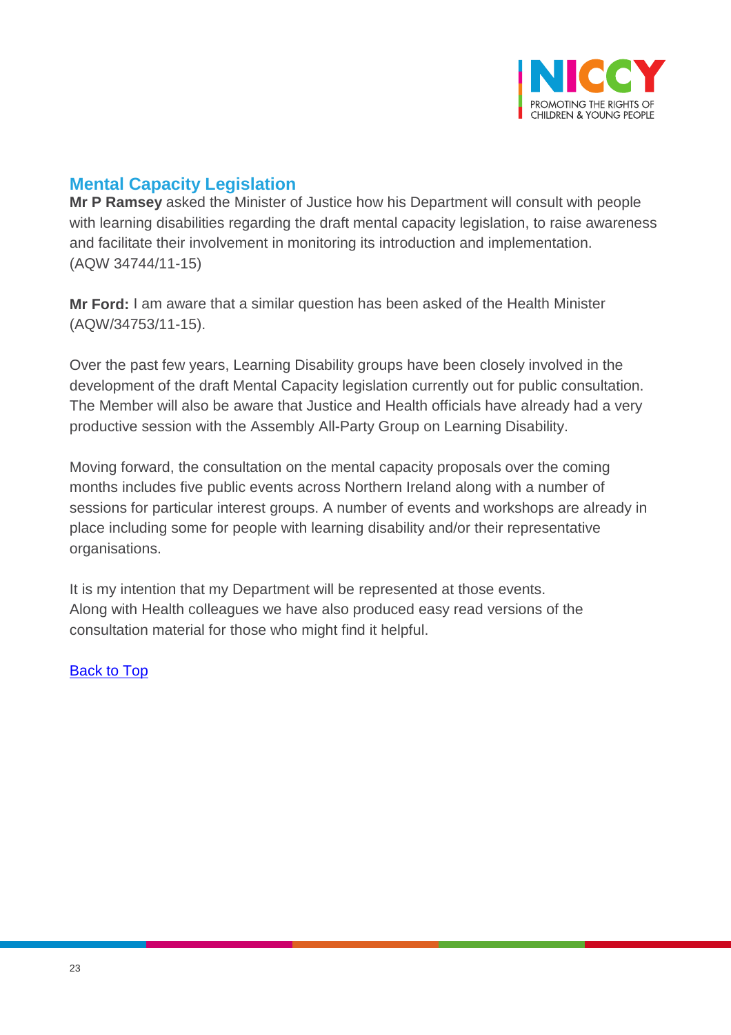## Mental Capacity Legislation

**Mr P Ramsey** asked the Minister of Justice how his Department will consult with people with learning disabilities regarding the draft mental capacity legislation, to raise awareness and facilitate their involvement in monitoring its introduction and implementation.
(AQW 34744/11-15)

**Mr Ford:** I am aware that a similar question has been asked of the Health Minister (AQW/34753/11-15).

Over the past few years, Learning Disability groups have been closely involved in the development of the draft Mental Capacity legislation currently out for public consultation. The Member will also be aware that Justice and Health officials have already had a very productive session with the Assembly All-Party Group on Learning Disability.

Moving forward, the consultation on the mental capacity proposals over the coming months includes five public events across Northern Ireland along with a number of sessions for particular interest groups. A number of events and workshops are already in place including some for people with learning disability and/or their representative organisations.

It is my intention that my Department will be represented at those events.
Along with Health colleagues we have also produced easy read versions of the consultation material for those who might find it helpful.

Back to Top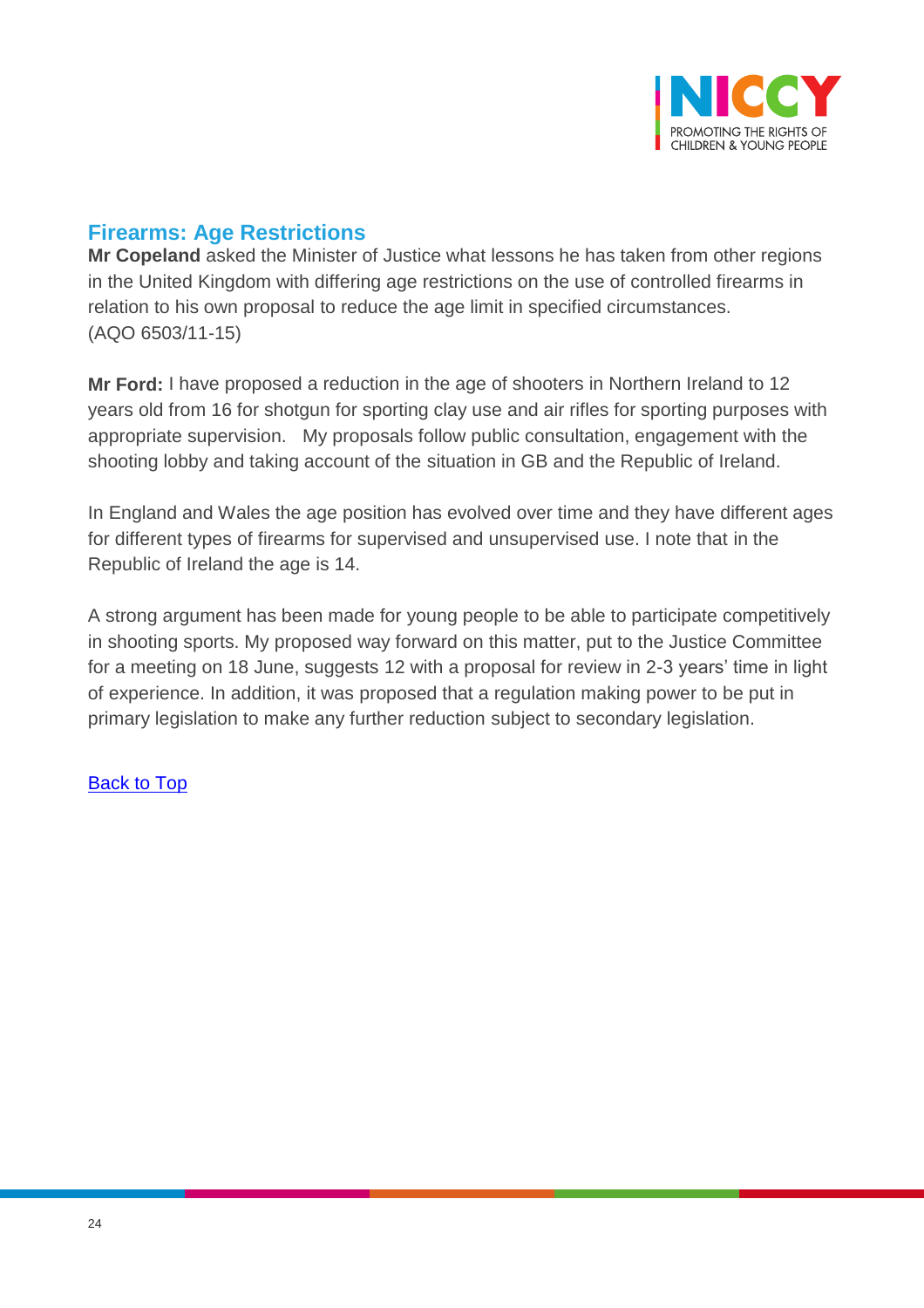## Firearms: Age Restrictions

**Mr Copeland** asked the Minister of Justice what lessons he has taken from other regions in the United Kingdom with differing age restrictions on the use of controlled firearms in relation to his own proposal to reduce the age limit in specified circumstances.
(AQO 6503/11-15)

**Mr Ford:** I have proposed a reduction in the age of shooters in Northern Ireland to 12 years old from 16 for shotgun for sporting clay use and air rifles for sporting purposes with appropriate supervision. My proposals follow public consultation, engagement with the shooting lobby and taking account of the situation in GB and the Republic of Ireland.

In England and Wales the age position has evolved over time and they have different ages for different types of firearms for supervised and unsupervised use. I note that in the Republic of Ireland the age is 14.

A strong argument has been made for young people to be able to participate competitively in shooting sports. My proposed way forward on this matter, put to the Justice Committee for a meeting on 18 June, suggests 12 with a proposal for review in 2-3 years' time in light of experience. In addition, it was proposed that a regulation making power to be put in primary legislation to make any further reduction subject to secondary legislation.

Back to Top